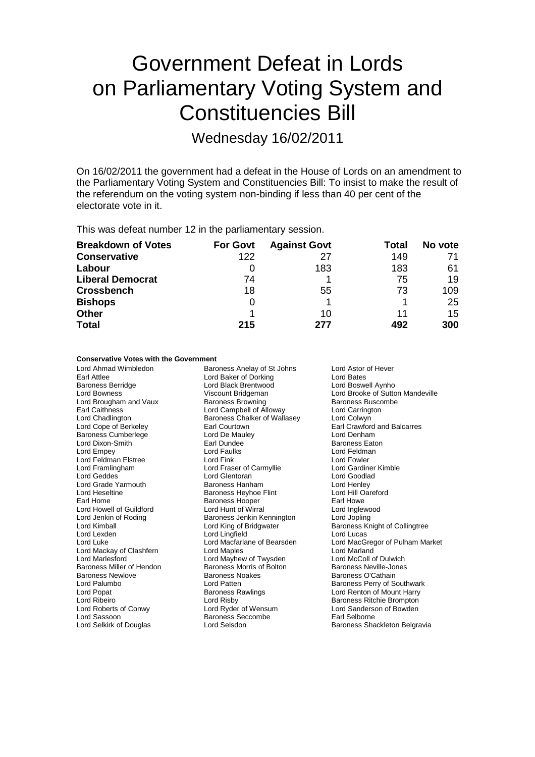# Government Defeat in Lords on Parliamentary Voting System and Constituencies Bill

## Wednesday 16/02/2011

On 16/02/2011 the government had a defeat in the House of Lords on an amendment to the Parliamentary Voting System and Constituencies Bill: To insist to make the result of the referendum on the voting system non-binding if less than 40 per cent of the electorate vote in it.

This was defeat number 12 in the parliamentary session.

| Breakdown of Votes | For Govt | Against Govt | Total | No vote |
|---|---|---|---|---|
| **Conservative** | 122 | 27 | 149 | 71 |
| **Labour** | 0 | 183 | 183 | 61 |
| **Liberal Democrat** | 74 | 1 | 75 | 19 |
| **Crossbench** | 18 | 55 | 73 | 109 |
| **Bishops** | 0 | 1 | 1 | 25 |
| **Other** | 1 | 10 | 11 | 15 |
| **Total** | **215** | **277** | **492** | **300** |

**Conservative Votes with the Government**

Lord Ahmad Wimbledon
Baroness Anelay of St Johns
Lord Astor of Hever
Earl Attlee
Lord Baker of Dorking
Lord Bates
Baroness Berridge
Lord Black Brentwood
Lord Boswell Aynho
Lord Bowness
Viscount Bridgeman
Lord Brooke of Sutton Mandeville
Lord Brougham and Vaux
Baroness Browning
Baroness Buscombe
Earl Caithness
Lord Campbell of Alloway
Lord Carrington
Lord Chadlington
Baroness Chalker of Wallasey
Lord Colwyn
Lord Cope of Berkeley
Earl Courtown
Earl Crawford and Balcarres
Baroness Cumberlege
Lord De Mauley
Lord Denham
Lord Dixon-Smith
Earl Dundee
Baroness Eaton
Lord Empey
Lord Faulks
Lord Feldman
Lord Feldman Elstree
Lord Fink
Lord Fowler
Lord Framlingham
Lord Fraser of Carmyllie
Lord Gardiner Kimble
Lord Geddes
Lord Glentoran
Lord Goodlad
Lord Grade Yarmouth
Baroness Hanham
Lord Henley
Lord Heseltine
Baroness Heyhoe Flint
Lord Hill Oareford
Earl Home
Baroness Hooper
Earl Howe
Lord Howell of Guildford
Lord Hunt of Wirral
Lord Inglewood
Lord Jenkin of Roding
Baroness Jenkin Kennington
Lord Jopling
Lord Kimball
Lord King of Bridgwater
Baroness Knight of Collingtree
Lord Lexden
Lord Lingfield
Lord Lucas
Lord Luke
Lord Macfarlane of Bearsden
Lord MacGregor of Pulham Market
Lord Mackay of Clashfern
Lord Maples
Lord Marland
Lord Marlesford
Lord Mayhew of Twysden
Lord McColl of Dulwich
Baroness Miller of Hendon
Baroness Morris of Bolton
Baroness Neville-Jones
Baroness Newlove
Baroness Noakes
Baroness O'Cathain
Lord Palumbo
Lord Patten
Baroness Perry of Southwark
Lord Popat
Baroness Rawlings
Lord Renton of Mount Harry
Lord Ribeiro
Lord Risby
Baroness Ritchie Brompton
Lord Roberts of Conwy
Lord Ryder of Wensum
Lord Sanderson of Bowden
Lord Sassoon
Baroness Seccombe
Earl Selborne
Lord Selkirk of Douglas
Lord Selsdon
Baroness Shackleton Belgravia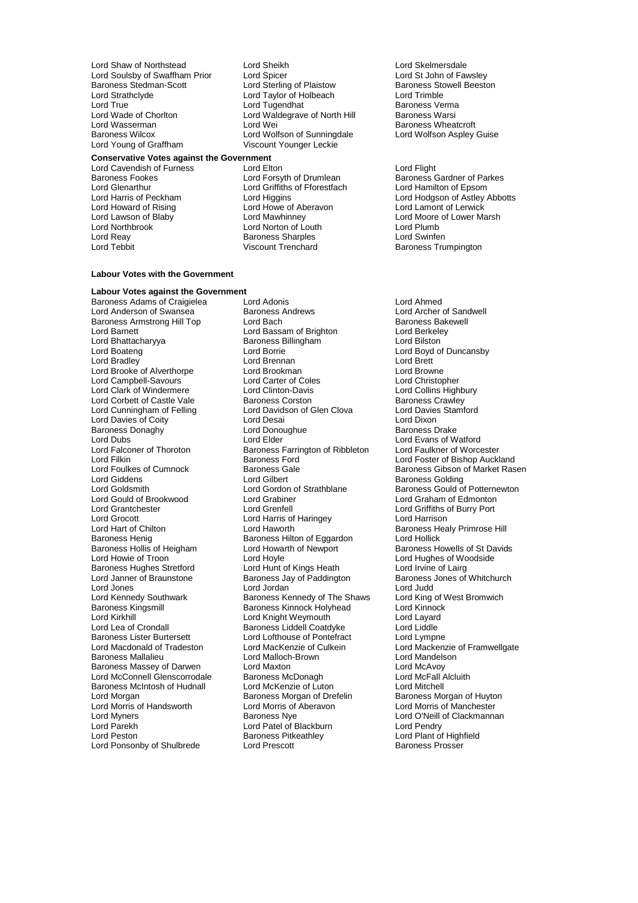Lord Shaw of Northstead
Lord Sheikh
Lord Skelmersdale
Lord Soulsby of Swaffham Prior
Lord Spicer
Lord St John of Fawsley
Baroness Stedman-Scott
Lord Sterling of Plaistow
Baroness Stowell Beeston
Lord Strathclyde
Lord Taylor of Holbeach
Lord Trimble
Lord True
Lord Tugendhat
Baroness Verma
Lord Wade of Chorlton
Lord Waldegrave of North Hill
Baroness Warsi
Lord Wasserman
Lord Wei
Baroness Wheatcroft
Baroness Wilcox
Lord Wolfson of Sunningdale
Lord Wolfson Aspley Guise
Lord Young of Graffham
Viscount Younger Leckie

**Conservative Votes against the Government**

Lord Cavendish of Furness
Lord Elton
Lord Flight
Baroness Fookes
Lord Forsyth of Drumlean
Baroness Gardner of Parkes
Lord Glenarthur
Lord Griffiths of Fforestfach
Lord Hamilton of Epsom
Lord Harris of Peckham
Lord Higgins
Lord Hodgson of Astley Abbotts
Lord Howard of Rising
Lord Howe of Aberavon
Lord Lamont of Lerwick
Lord Lawson of Blaby
Lord Mawhinney
Lord Moore of Lower Marsh
Lord Northbrook
Lord Norton of Louth
Lord Plumb
Lord Reay
Baroness Sharples
Lord Swinfen
Lord Tebbit
Viscount Trenchard
Baroness Trumpington

**Labour Votes with the Government**

**Labour Votes against the Government**

Baroness Adams of Craigielea
Lord Adonis
Lord Ahmed
Lord Anderson of Swansea
Baroness Andrews
Lord Archer of Sandwell
Baroness Armstrong Hill Top
Lord Bach
Baroness Bakewell
Lord Barnett
Lord Bassam of Brighton
Lord Berkeley
Lord Bhattacharyya
Baroness Billingham
Lord Bilston
Lord Boateng
Lord Borrie
Lord Boyd of Duncansby
Lord Bradley
Lord Brennan
Lord Brett
Lord Brooke of Alverthorpe
Lord Brookman
Lord Browne
Lord Campbell-Savours
Lord Carter of Coles
Lord Christopher
Lord Clark of Windermere
Lord Clinton-Davis
Lord Collins Highbury
Lord Corbett of Castle Vale
Baroness Corston
Baroness Crawley
Lord Cunningham of Felling
Lord Davidson of Glen Clova
Lord Davies Stamford
Lord Davies of Coity
Lord Desai
Lord Dixon
Baroness Donaghy
Lord Donoughue
Baroness Drake
Lord Dubs
Lord Elder
Lord Evans of Watford
Lord Falconer of Thoroton
Baroness Farrington of Ribbleton
Lord Faulkner of Worcester
Lord Filkin
Baroness Ford
Lord Foster of Bishop Auckland
Lord Foulkes of Cumnock
Baroness Gale
Baroness Gibson of Market Rasen
Lord Giddens
Lord Gilbert
Baroness Golding
Lord Goldsmith
Lord Gordon of Strathblane
Baroness Gould of Potternewton
Lord Gould of Brookwood
Lord Grabiner
Lord Graham of Edmonton
Lord Grantchester
Lord Grenfell
Lord Griffiths of Burry Port
Lord Grocott
Lord Harris of Haringey
Lord Harrison
Lord Hart of Chilton
Lord Haworth
Baroness Healy Primrose Hill
Baroness Henig
Baroness Hilton of Eggardon
Lord Hollick
Baroness Hollis of Heigham
Lord Howarth of Newport
Baroness Howells of St Davids
Lord Howie of Troon
Lord Hoyle
Lord Hughes of Woodside
Baroness Hughes Stretford
Lord Hunt of Kings Heath
Lord Irvine of Lairg
Lord Janner of Braunstone
Baroness Jay of Paddington
Baroness Jones of Whitchurch
Lord Jones
Lord Jordan
Lord Judd
Lord Kennedy Southwark
Baroness Kennedy of The Shaws
Lord King of West Bromwich
Baroness Kingsmill
Baroness Kinnock Holyhead
Lord Kinnock
Lord Kirkhill
Lord Knight Weymouth
Lord Layard
Lord Lea of Crondall
Baroness Liddell Coatdyke
Lord Liddle
Baroness Lister Burtersett
Lord Lofthouse of Pontefract
Lord Lympne
Lord Macdonald of Tradeston
Lord MacKenzie of Culkein
Lord Mackenzie of Framwellgate
Baroness Mallalieu
Lord Malloch-Brown
Lord Mandelson
Baroness Massey of Darwen
Lord Maxton
Lord McAvoy
Lord McConnell Glenscorrodale
Baroness McDonagh
Lord McFall Alcluith
Baroness McIntosh of Hudnall
Lord McKenzie of Luton
Lord Mitchell
Lord Morgan
Baroness Morgan of Drefelin
Baroness Morgan of Huyton
Lord Morris of Handsworth
Lord Morris of Aberavon
Lord Morris of Manchester
Lord Myners
Baroness Nye
Lord O'Neill of Clackmannan
Lord Parekh
Lord Patel of Blackburn
Lord Pendry
Lord Peston
Baroness Pitkeathley
Lord Plant of Highfield
Lord Ponsonby of Shulbrede
Lord Prescott
Baroness Prosser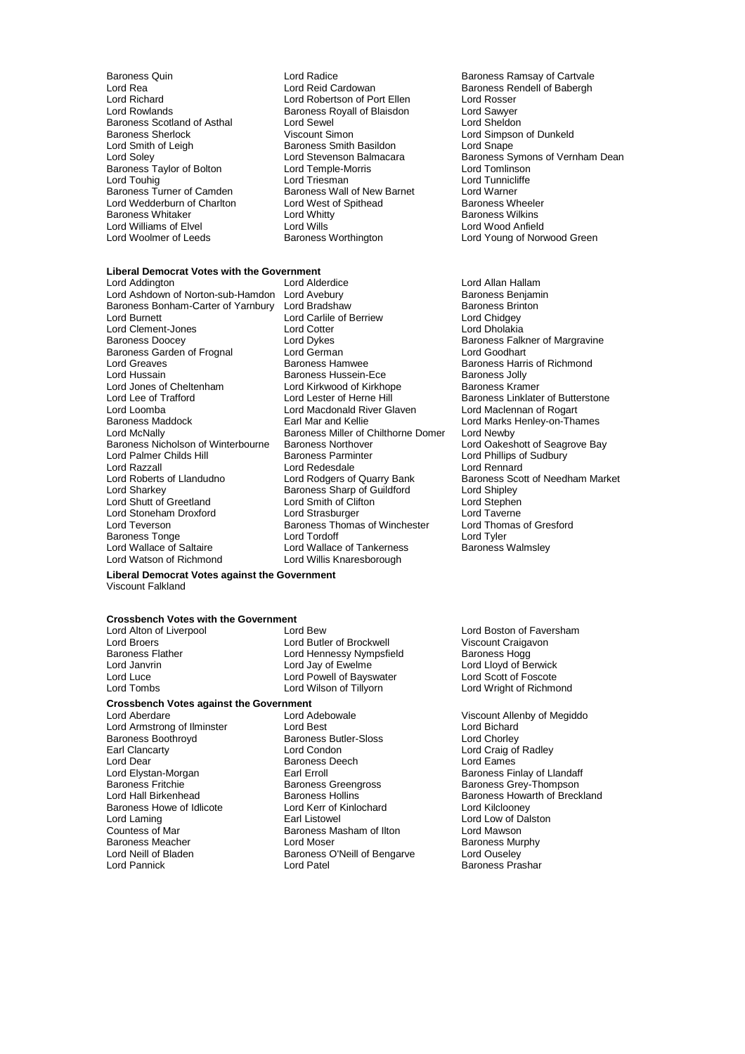Baroness Quin
Lord Radice
Baroness Ramsay of Cartvale
Lord Rea
Lord Reid Cardowan
Baroness Rendell of Babergh
Lord Richard
Lord Robertson of Port Ellen
Lord Rosser
Lord Rowlands
Baroness Royall of Blaisdon
Lord Sawyer
Baroness Scotland of Asthal
Lord Sewel
Lord Sheldon
Baroness Sherlock
Viscount Simon
Lord Simpson of Dunkeld
Lord Smith of Leigh
Baroness Smith Basildon
Lord Snape
Lord Soley
Lord Stevenson Balmacara
Baroness Symons of Vernham Dean
Baroness Taylor of Bolton
Lord Temple-Morris
Lord Tomlinson
Lord Touhig
Lord Triesman
Lord Tunnicliffe
Baroness Turner of Camden
Baroness Wall of New Barnet
Lord Warner
Lord Wedderburn of Charlton
Lord West of Spithead
Baroness Wheeler
Baroness Whitaker
Lord Whitty
Baroness Wilkins
Lord Williams of Elvel
Lord Wills
Lord Wood Anfield
Lord Woolmer of Leeds
Baroness Worthington
Lord Young of Norwood Green

**Liberal Democrat Votes with the Government**

Lord Addington
Lord Alderdice
Lord Allan Hallam
Lord Ashdown of Norton-sub-Hamdon
Lord Avebury
Baroness Benjamin
Baroness Bonham-Carter of Yarnbury
Lord Bradshaw
Baroness Brinton
Lord Burnett
Lord Carlile of Berriew
Lord Chidgey
Lord Clement-Jones
Lord Cotter
Lord Dholakia
Baroness Doocey
Lord Dykes
Baroness Falkner of Margravine
Baroness Garden of Frognal
Lord German
Lord Goodhart
Lord Greaves
Baroness Hamwee
Baroness Harris of Richmond
Lord Hussain
Baroness Hussein-Ece
Baroness Jolly
Lord Jones of Cheltenham
Lord Kirkwood of Kirkhope
Baroness Kramer
Lord Lee of Trafford
Lord Lester of Herne Hill
Baroness Linklater of Butterstone
Lord Loomba
Lord Macdonald River Glaven
Lord Maclennan of Rogart
Baroness Maddock
Earl Mar and Kellie
Lord Marks Henley-on-Thames
Lord McNally
Baroness Miller of Chilthorne Domer
Lord Newby
Baroness Nicholson of Winterbourne
Baroness Northover
Lord Oakeshott of Seagrove Bay
Lord Palmer Childs Hill
Baroness Parminter
Lord Phillips of Sudbury
Lord Razzall
Lord Redesdale
Lord Rennard
Lord Roberts of Llandudno
Lord Rodgers of Quarry Bank
Baroness Scott of Needham Market
Lord Sharkey
Baroness Sharp of Guildford
Lord Shipley
Lord Shutt of Greetland
Lord Smith of Clifton
Lord Stephen
Lord Stoneham Droxford
Lord Strasburger
Lord Taverne
Lord Teverson
Baroness Thomas of Winchester
Lord Thomas of Gresford
Baroness Tonge
Lord Tordoff
Lord Tyler
Lord Wallace of Saltaire
Lord Wallace of Tankerness
Baroness Walmsley
Lord Watson of Richmond
Lord Willis Knaresborough

**Liberal Democrat Votes against the Government**

Viscount Falkland

**Crossbench Votes with the Government**

Lord Alton of Liverpool
Lord Bew
Lord Boston of Faversham
Lord Broers
Lord Butler of Brockwell
Viscount Craigavon
Baroness Flather
Lord Hennessy Nympsfield
Baroness Hogg
Lord Janvrin
Lord Jay of Ewelme
Lord Lloyd of Berwick
Lord Luce
Lord Powell of Bayswater
Lord Scott of Foscote
Lord Tombs
Lord Wilson of Tillyorn
Lord Wright of Richmond

**Crossbench Votes against the Government**

Lord Aberdare
Lord Adebowale
Viscount Allenby of Megiddo
Lord Armstrong of Ilminster
Lord Best
Lord Bichard
Baroness Boothroyd
Baroness Butler-Sloss
Lord Chorley
Earl Clancarty
Lord Condon
Lord Craig of Radley
Lord Dear
Baroness Deech
Lord Eames
Lord Elystan-Morgan
Earl Erroll
Baroness Finlay of Llandaff
Baroness Fritchie
Baroness Greengross
Baroness Grey-Thompson
Lord Hall Birkenhead
Baroness Hollins
Baroness Howarth of Breckland
Baroness Howe of Idlicote
Lord Kerr of Kinlochard
Lord Kilclooney
Lord Laming
Earl Listowel
Lord Low of Dalston
Countess of Mar
Baroness Masham of Ilton
Lord Mawson
Baroness Meacher
Lord Moser
Baroness Murphy
Lord Neill of Bladen
Baroness O'Neill of Bengarve
Lord Ouseley
Lord Pannick
Lord Patel
Baroness Prashar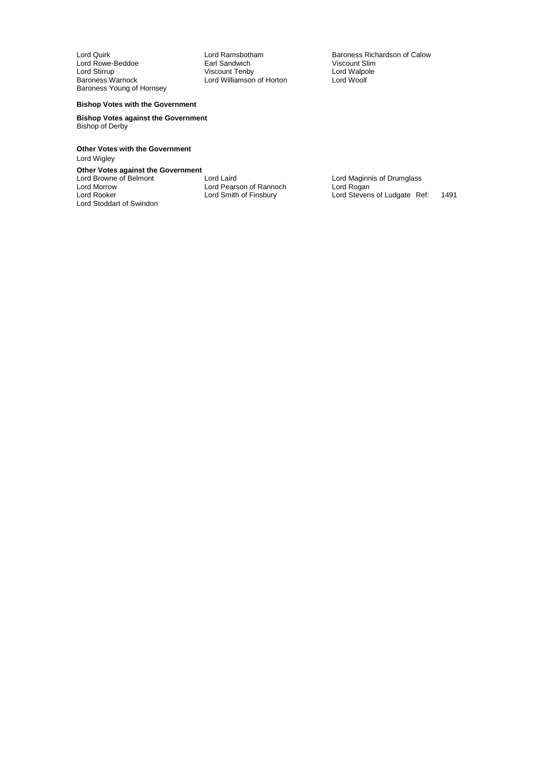Lord Quirk
Lord Ramsbotham
Baroness Richardson of Calow
Lord Rowe-Beddoe
Earl Sandwich
Viscount Slim
Lord Stirrup
Viscount Tenby
Lord Walpole
Baroness Warnock
Lord Williamson of Horton
Lord Woolf
Baroness Young of Hornsey

**Bishop Votes with the Government**

**Bishop Votes against the Government**

Bishop of Derby

**Other Votes with the Government**

Lord Wigley

**Other Votes against the Government**

Lord Browne of Belmont
Lord Laird
Lord Maginnis of Drumglass
Lord Morrow
Lord Pearson of Rannoch
Lord Rogan
Lord Rooker
Lord Smith of Finsbury
Lord Stevens of Ludgate
Lord Stoddart of Swindon

Ref: 1491